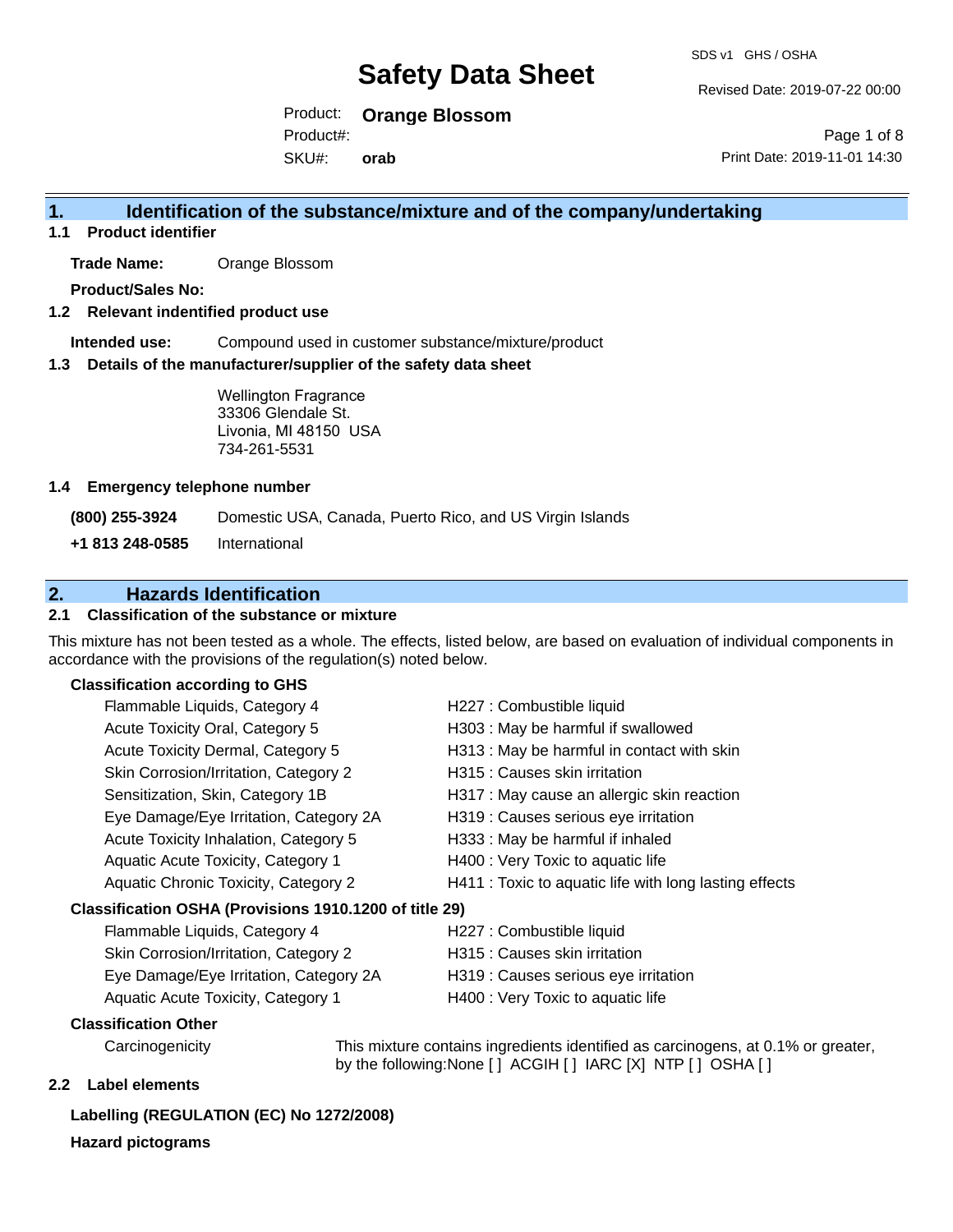# Safety Data Sheet

SDS v1 GHS / OSHA

Revised Date: 2019-07-22 00:00

Product: **Orange Blossom**

Product#:

SKU#: **orab**

Print Date: 2019-11-01 14:30

## 1. Identification of the substance/mixture and of the company/undertaking

### 1.1 Product identifier

**Trade Name:** Orange Blossom

**Product/Sales No:**

### 1.2 Relevant identified product use

**Intended use:** Compound used in customer substance/mixture/product

### 1.3 Details of the manufacturer/supplier of the safety data sheet

Wellington Fragrance
33306 Glendale St.
Livonia, MI 48150 USA
734-261-5531

### 1.4 Emergency telephone number

**(800) 255-3924** Domestic USA, Canada, Puerto Rico, and US Virgin Islands

**+1 813 248-0585** International

## 2. Hazards Identification

### 2.1 Classification of the substance or mixture

This mixture has not been tested as a whole. The effects, listed below, are based on evaluation of individual components in accordance with the provisions of the regulation(s) noted below.

**Classification according to GHS**

| | |
|---|---|
| Flammable Liquids, Category 4 | H227 : Combustible liquid |
| Acute Toxicity Oral, Category 5 | H303 : May be harmful if swallowed |
| Acute Toxicity Dermal, Category 5 | H313 : May be harmful in contact with skin |
| Skin Corrosion/Irritation, Category 2 | H315 : Causes skin irritation |
| Sensitization, Skin, Category 1B | H317 : May cause an allergic skin reaction |
| Eye Damage/Eye Irritation, Category 2A | H319 : Causes serious eye irritation |
| Acute Toxicity Inhalation, Category 5 | H333 : May be harmful if inhaled |
| Aquatic Acute Toxicity, Category 1 | H400 : Very Toxic to aquatic life |
| Aquatic Chronic Toxicity, Category 2 | H411 : Toxic to aquatic life with long lasting effects |

**Classification OSHA (Provisions 1910.1200 of title 29)**

| | |
|---|---|
| Flammable Liquids, Category 4 | H227 : Combustible liquid |
| Skin Corrosion/Irritation, Category 2 | H315 : Causes skin irritation |
| Eye Damage/Eye Irritation, Category 2A | H319 : Causes serious eye irritation |
| Aquatic Acute Toxicity, Category 1 | H400 : Very Toxic to aquatic life |

**Classification Other**

Carcinogenicity: This mixture contains ingredients identified as carcinogens, at 0.1% or greater, by the following:None [ ] ACGIH [ ] IARC [X] NTP [ ] OSHA [ ]

### 2.2 Label elements

**Labelling (REGULATION (EC) No 1272/2008)**

**Hazard pictograms**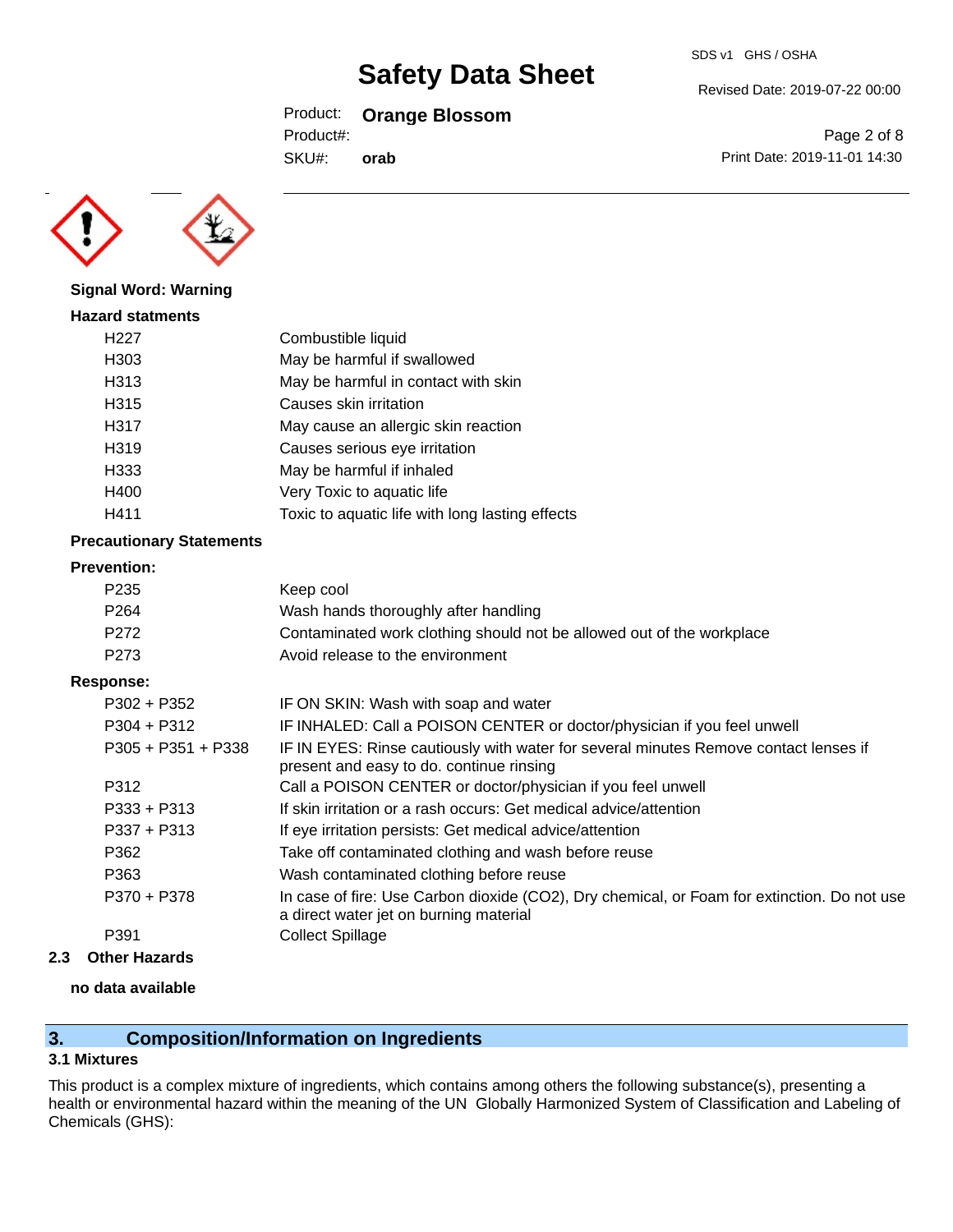**Signal Word: Warning**

**Hazard statments**

| | |
|---|---|
| H227 | Combustible liquid |
| H303 | May be harmful if swallowed |
| H313 | May be harmful in contact with skin |
| H315 | Causes skin irritation |
| H317 | May cause an allergic skin reaction |
| H319 | Causes serious eye irritation |
| H333 | May be harmful if inhaled |
| H400 | Very Toxic to aquatic life |
| H411 | Toxic to aquatic life with long lasting effects |

**Precautionary Statements**

**Prevention:**

| | |
|---|---|
| P235 | Keep cool |
| P264 | Wash hands thoroughly after handling |
| P272 | Contaminated work clothing should not be allowed out of the workplace |
| P273 | Avoid release to the environment |

**Response:**

| | |
|---|---|
| P302 + P352 | IF ON SKIN: Wash with soap and water |
| P304 + P312 | IF INHALED: Call a POISON CENTER or doctor/physician if you feel unwell |
| P305 + P351 + P338 | IF IN EYES: Rinse cautiously with water for several minutes Remove contact lenses if present and easy to do. continue rinsing |
| P312 | Call a POISON CENTER or doctor/physician if you feel unwell |
| P333 + P313 | If skin irritation or a rash occurs: Get medical advice/attention |
| P337 + P313 | If eye irritation persists: Get medical advice/attention |
| P362 | Take off contaminated clothing and wash before reuse |
| P363 | Wash contaminated clothing before reuse |
| P370 + P378 | In case of fire: Use Carbon dioxide ($CO_2$), Dry chemical, or Foam for extinction. Do not use a direct water jet on burning material |
| P391 | Collect Spillage |

### 2.3 Other Hazards

**no data available**

## 3. Composition/Information on Ingredients

### 3.1 Mixtures

This product is a complex mixture of ingredients, which contains among others the following substance(s), presenting a health or environmental hazard within the meaning of the UN Globally Harmonized System of Classification and Labeling of Chemicals (GHS):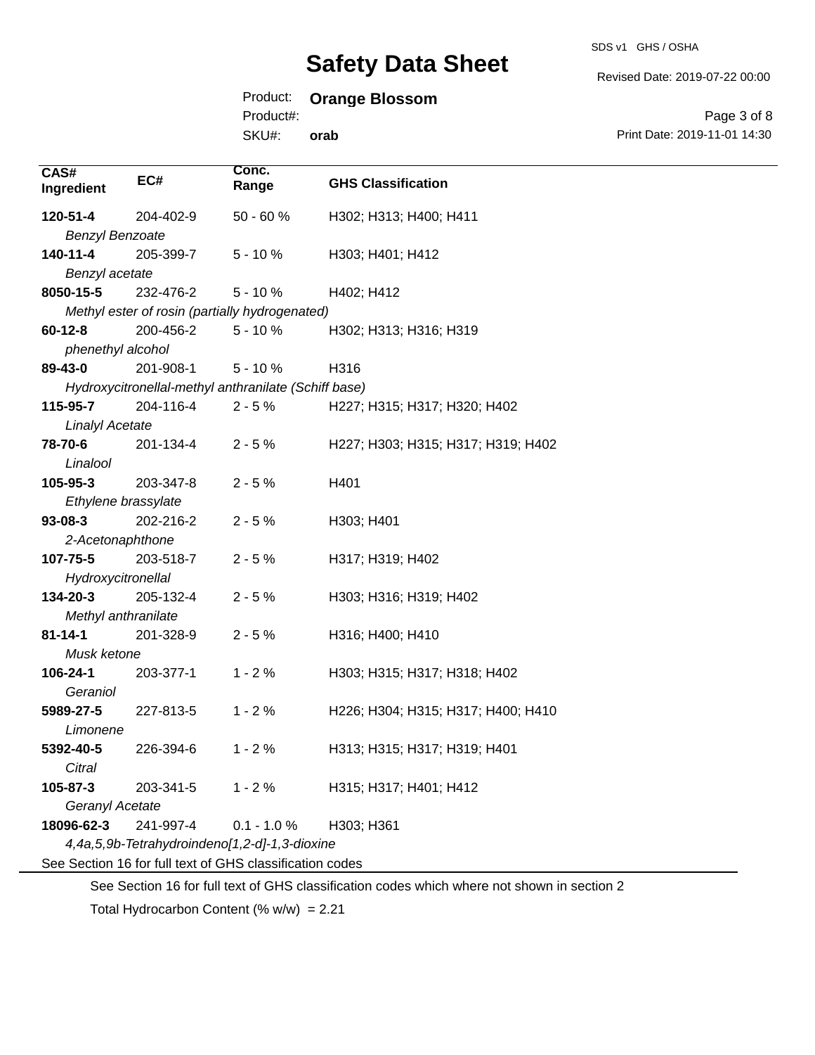| CAS# Ingredient | EC# | Conc. Range | GHS Classification |
|---|---|---|---|
| **120-51-4** *Benzyl Benzoate* | 204-402-9 | 50 - 60 % | H302; H313; H400; H411 |
| **140-11-4** *Benzyl acetate* | 205-399-7 | 5 - 10 % | H303; H401; H412 |
| **8050-15-5** *Methyl ester of rosin (partially hydrogenated)* | 232-476-2 | 5 - 10 % | H402; H412 |
| **60-12-8** *phenethyl alcohol* | 200-456-2 | 5 - 10 % | H302; H313; H316; H319 |
| **89-43-0** *Hydroxycitronellal-methyl anthranilate (Schiff base)* | 201-908-1 | 5 - 10 % | H316 |
| **115-95-7** *Linalyl Acetate* | 204-116-4 | 2 - 5 % | H227; H315; H317; H320; H402 |
| **78-70-6** *Linalool* | 201-134-4 | 2 - 5 % | H227; H303; H315; H317; H319; H402 |
| **105-95-3** *Ethylene brassylate* | 203-347-8 | 2 - 5 % | H401 |
| **93-08-3** *2-Acetonaphthone* | 202-216-2 | 2 - 5 % | H303; H401 |
| **107-75-5** *Hydroxycitronellal* | 203-518-7 | 2 - 5 % | H317; H319; H402 |
| **134-20-3** *Methyl anthranilate* | 205-132-4 | 2 - 5 % | H303; H316; H319; H402 |
| **81-14-1** *Musk ketone* | 201-328-9 | 2 - 5 % | H316; H400; H410 |
| **106-24-1** *Geraniol* | 203-377-1 | 1 - 2 % | H303; H315; H317; H318; H402 |
| **5989-27-5** *Limonene* | 227-813-5 | 1 - 2 % | H226; H304; H315; H317; H400; H410 |
| **5392-40-5** *Citral* | 226-394-6 | 1 - 2 % | H313; H315; H317; H319; H401 |
| **105-87-3** *Geranyl Acetate* | 203-341-5 | 1 - 2 % | H315; H317; H401; H412 |
| **18096-62-3** *4,4a,5,9b-Tetrahydroindeno[1,2-d]-1,3-dioxine* | 241-997-4 | 0.1 - 1.0 % | H303; H361 |

See Section 16 for full text of GHS classification codes

See Section 16 for full text of GHS classification codes which where not shown in section 2

Total Hydrocarbon Content (% w/w) = 2.21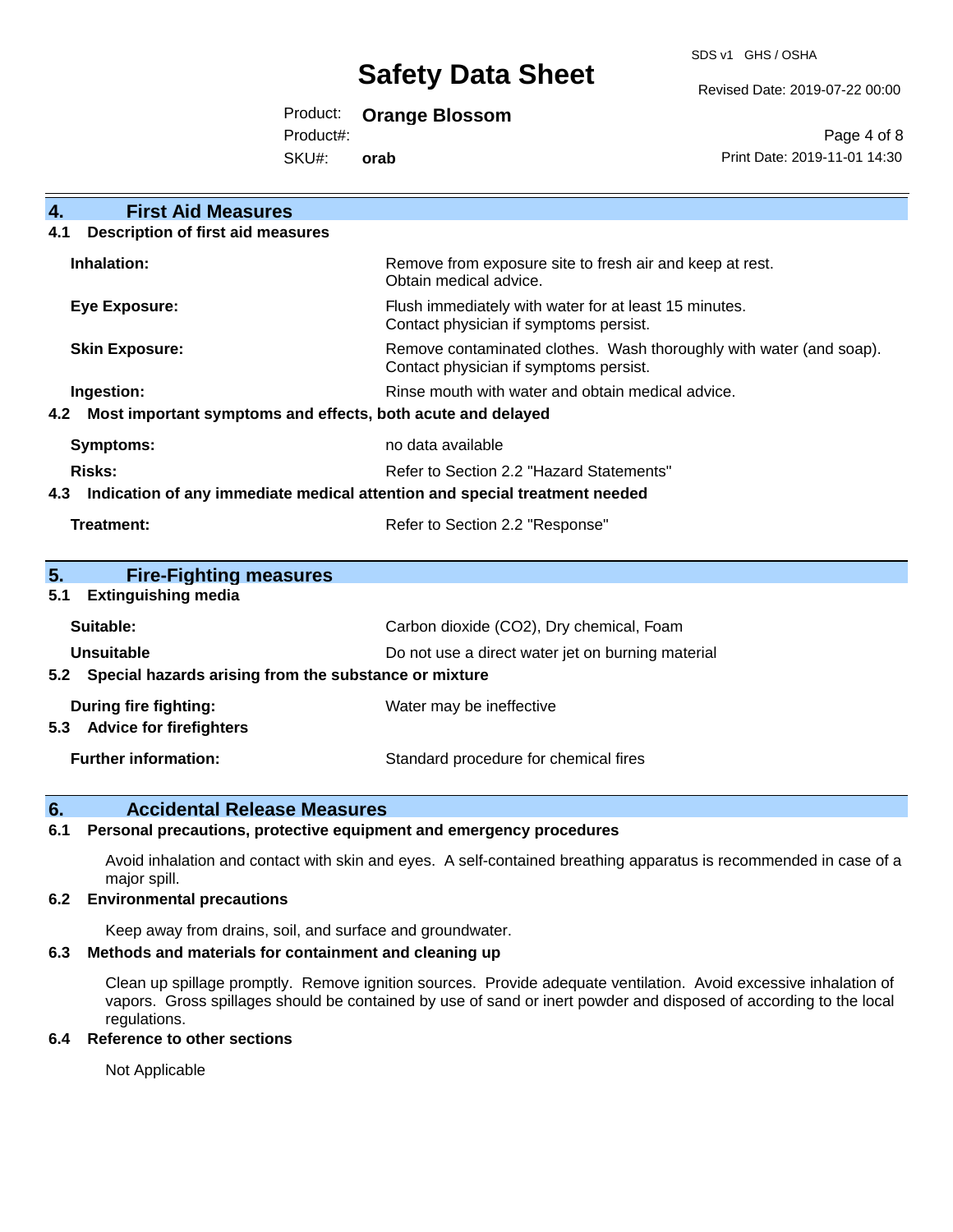## 4. First Aid Measures

### 4.1 Description of first aid measures

| | |
|---|---|
| **Inhalation:** | Remove from exposure site to fresh air and keep at rest. Obtain medical advice. |
| **Eye Exposure:** | Flush immediately with water for at least 15 minutes. Contact physician if symptoms persist. |
| **Skin Exposure:** | Remove contaminated clothes. Wash thoroughly with water (and soap). Contact physician if symptoms persist. |
| **Ingestion:** | Rinse mouth with water and obtain medical advice. |

### 4.2 Most important symptoms and effects, both acute and delayed

| | |
|---|---|
| **Symptoms:** | no data available |
| **Risks:** | Refer to Section 2.2 "Hazard Statements" |

### 4.3 Indication of any immediate medical attention and special treatment needed

| | |
|---|---|
| **Treatment:** | Refer to Section 2.2 "Response" |

## 5. Fire-Fighting measures

### 5.1 Extinguishing media

| | |
|---|---|
| **Suitable:** | Carbon dioxide ($CO_2$), Dry chemical, Foam |
| **Unsuitable** | Do not use a direct water jet on burning material |

### 5.2 Special hazards arising from the substance or mixture

| | |
|---|---|
| **During fire fighting:** | Water may be ineffective |

### 5.3 Advice for firefighters

| | |
|---|---|
| **Further information:** | Standard procedure for chemical fires |

## 6. Accidental Release Measures

### 6.1 Personal precautions, protective equipment and emergency procedures

Avoid inhalation and contact with skin and eyes. A self-contained breathing apparatus is recommended in case of a major spill.

### 6.2 Environmental precautions

Keep away from drains, soil, and surface and groundwater.

### 6.3 Methods and materials for containment and cleaning up

Clean up spillage promptly. Remove ignition sources. Provide adequate ventilation. Avoid excessive inhalation of vapors. Gross spillages should be contained by use of sand or inert powder and disposed of according to the local regulations.

### 6.4 Reference to other sections

Not Applicable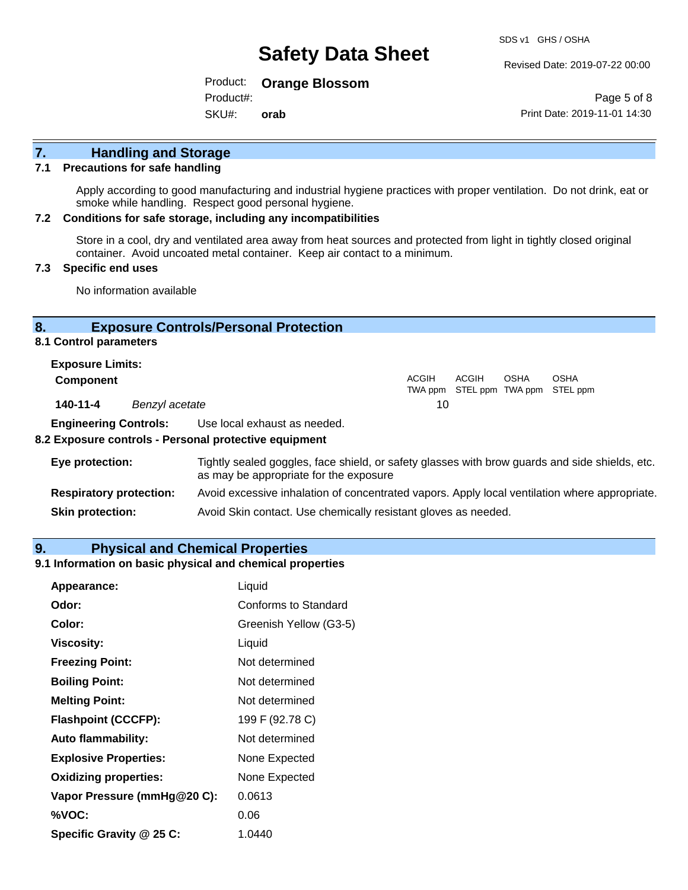## 7. Handling and Storage

### 7.1 Precautions for safe handling

Apply according to good manufacturing and industrial hygiene practices with proper ventilation. Do not drink, eat or smoke while handling. Respect good personal hygiene.

### 7.2 Conditions for safe storage, including any incompatibilities

Store in a cool, dry and ventilated area away from heat sources and protected from light in tightly closed original container. Avoid uncoated metal container. Keep air contact to a minimum.

### 7.3 Specific end uses

No information available

## 8. Exposure Controls/Personal Protection

### 8.1 Control parameters

**Exposure Limits:**

| Component | | ACGIH TWA ppm | ACGIH STEL ppm | OSHA TWA ppm | OSHA STEL ppm |
|---|---|---|---|---|---|
| 140-11-4 | *Benzyl acetate* | 10 | | | |

**Engineering Controls:** Use local exhaust as needed.

### 8.2 Exposure controls - Personal protective equipment

**Eye protection:** Tightly sealed goggles, face shield, or safety glasses with brow guards and side shields, etc. as may be appropriate for the exposure

**Respiratory protection:** Avoid excessive inhalation of concentrated vapors. Apply local ventilation where appropriate.

**Skin protection:** Avoid Skin contact. Use chemically resistant gloves as needed.

## 9. Physical and Chemical Properties

### 9.1 Information on basic physical and chemical properties

| | |
|---|---|
| **Appearance:** | Liquid |
| **Odor:** | Conforms to Standard |
| **Color:** | Greenish Yellow (G3-5) |
| **Viscosity:** | Liquid |
| **Freezing Point:** | Not determined |
| **Boiling Point:** | Not determined |
| **Melting Point:** | Not determined |
| **Flashpoint (CCCFP):** | 199 F (92.78 C) |
| **Auto flammability:** | Not determined |
| **Explosive Properties:** | None Expected |
| **Oxidizing properties:** | None Expected |
| **Vapor Pressure (mmHg@20 C):** | 0.0613 |
| **%VOC:** | 0.06 |
| **Specific Gravity @ 25 C:** | 1.0440 |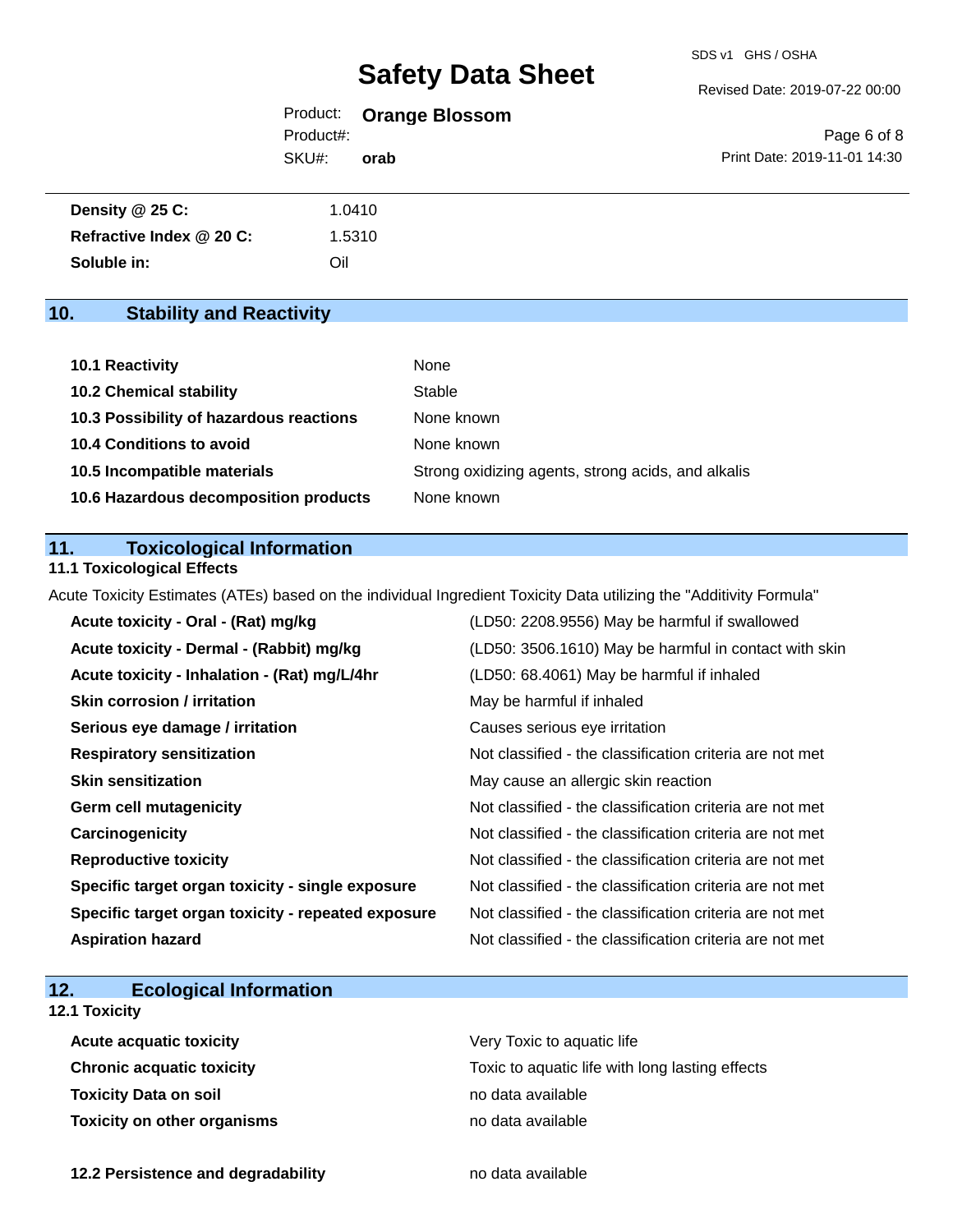| | |
|---|---|
| **Density @ 25 C:** | 1.0410 |
| **Refractive Index @ 20 C:** | 1.5310 |
| **Soluble in:** | Oil |

## 10. Stability and Reactivity

| | |
|---|---|
| **10.1 Reactivity** | None |
| **10.2 Chemical stability** | Stable |
| **10.3 Possibility of hazardous reactions** | None known |
| **10.4 Conditions to avoid** | None known |
| **10.5 Incompatible materials** | Strong oxidizing agents, strong acids, and alkalis |
| **10.6 Hazardous decomposition products** | None known |

## 11. Toxicological Information

### 11.1 Toxicological Effects

Acute Toxicity Estimates (ATEs) based on the individual Ingredient Toxicity Data utilizing the "Additivity Formula"

| | |
|---|---|
| **Acute toxicity - Oral - (Rat) mg/kg** | (LD50: 2208.9556) May be harmful if swallowed |
| **Acute toxicity - Dermal - (Rabbit) mg/kg** | (LD50: 3506.1610) May be harmful in contact with skin |
| **Acute toxicity - Inhalation - (Rat) mg/L/4hr** | (LD50: 68.4061) May be harmful if inhaled |
| **Skin corrosion / irritation** | May be harmful if inhaled |
| **Serious eye damage / irritation** | Causes serious eye irritation |
| **Respiratory sensitization** | Not classified - the classification criteria are not met |
| **Skin sensitization** | May cause an allergic skin reaction |
| **Germ cell mutagenicity** | Not classified - the classification criteria are not met |
| **Carcinogenicity** | Not classified - the classification criteria are not met |
| **Reproductive toxicity** | Not classified - the classification criteria are not met |
| **Specific target organ toxicity - single exposure** | Not classified - the classification criteria are not met |
| **Specific target organ toxicity - repeated exposure** | Not classified - the classification criteria are not met |
| **Aspiration hazard** | Not classified - the classification criteria are not met |

## 12. Ecological Information

### 12.1 Toxicity

| | |
|---|---|
| **Acute acquatic toxicity** | Very Toxic to aquatic life |
| **Chronic acquatic toxicity** | Toxic to aquatic life with long lasting effects |
| **Toxicity Data on soil** | no data available |
| **Toxicity on other organisms** | no data available |

| | |
|---|---|
| **12.2 Persistence and degradability** | no data available |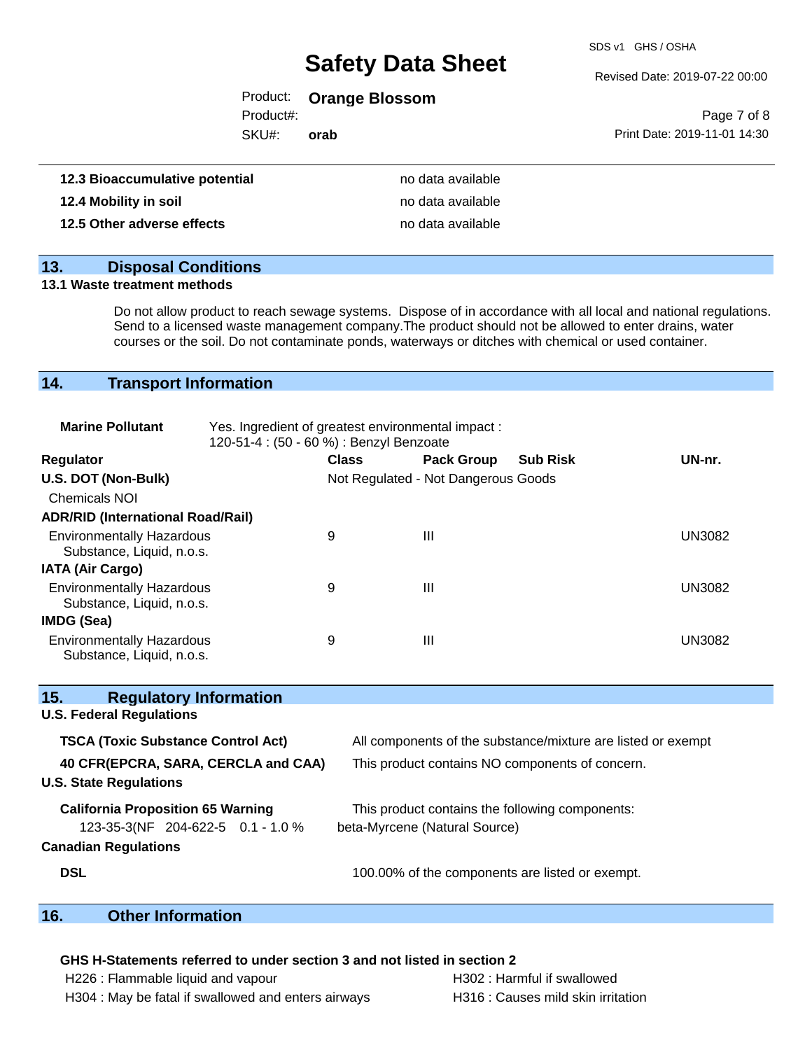| | |
|---|---|
| **12.3 Bioaccumulative potential** | no data available |
| **12.4 Mobility in soil** | no data available |
| **12.5 Other adverse effects** | no data available |

## 13. Disposal Conditions

### 13.1 Waste treatment methods

Do not allow product to reach sewage systems. Dispose of in accordance with all local and national regulations. Send to a licensed waste management company.The product should not be allowed to enter drains, water courses or the soil. Do not contaminate ponds, waterways or ditches with chemical or used container.

## 14. Transport Information

**Marine Pollutant** Yes. Ingredient of greatest environmental impact : 120-51-4 : (50 - 60 %) : Benzyl Benzoate

| Regulator | Class | Pack Group | Sub Risk | UN-nr. |
|---|---|---|---|---|
| **U.S. DOT (Non-Bulk)** | Not Regulated - Not Dangerous Goods | | | |
| Chemicals NOI | | | | |
| **ADR/RID (International Road/Rail)** | | | | |
| Environmentally Hazardous Substance, Liquid, n.o.s. | 9 | III | | UN3082 |
| **IATA (Air Cargo)** | | | | |
| Environmentally Hazardous Substance, Liquid, n.o.s. | 9 | III | | UN3082 |
| **IMDG (Sea)** | | | | |
| Environmentally Hazardous Substance, Liquid, n.o.s. | 9 | III | | UN3082 |

## 15. Regulatory Information

### U.S. Federal Regulations

| | |
|---|---|
| **TSCA (Toxic Substance Control Act)** | All components of the substance/mixture are listed or exempt |
| **40 CFR(EPCRA, SARA, CERCLA and CAA)** | This product contains NO components of concern. |

### U.S. State Regulations

| | |
|---|---|
| **California Proposition 65 Warning** | This product contains the following components: |
| 123-35-3(NF 204-622-5 0.1 - 1.0 % | beta-Myrcene (Natural Source) |

### Canadian Regulations

| | |
|---|---|
| **DSL** | 100.00% of the components are listed or exempt. |

## 16. Other Information

**GHS H-Statements referred to under section 3 and not listed in section 2**

| | |
|---|---|
| H226 : Flammable liquid and vapour | H302 : Harmful if swallowed |
| H304 : May be fatal if swallowed and enters airways | H316 : Causes mild skin irritation |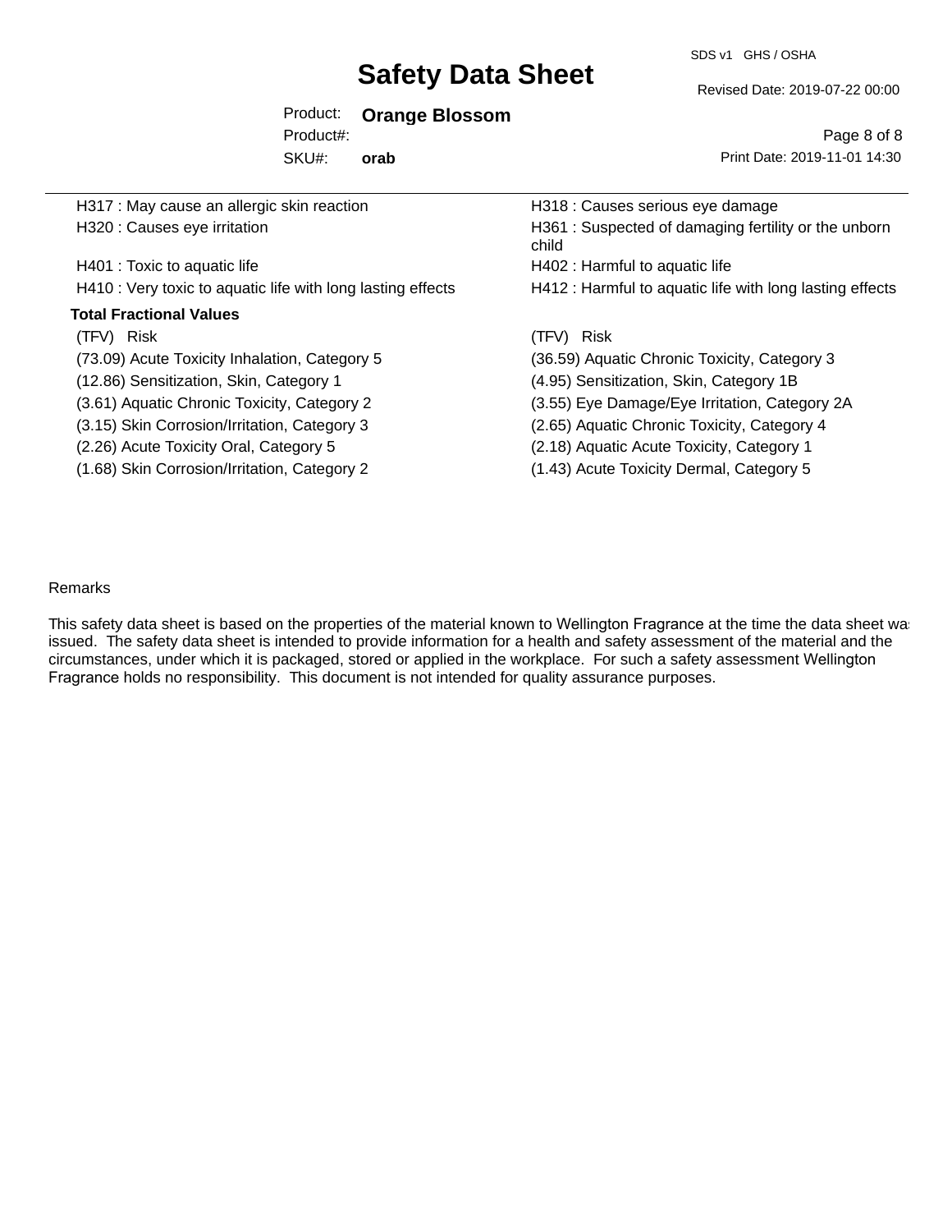H317 : May cause an allergic skin reaction

H318 : Causes serious eye damage

H320 : Causes eye irritation

H361 : Suspected of damaging fertility or the unborn child

H401 : Toxic to aquatic life

H402 : Harmful to aquatic life

H410 : Very toxic to aquatic life with long lasting effects

H412 : Harmful to aquatic life with long lasting effects

### Total Fractional Values

| (TFV) | Risk | (TFV) | Risk |
|---|---|---|---|
| (73.09) | Acute Toxicity Inhalation, Category 5 | (36.59) | Aquatic Chronic Toxicity, Category 3 |
| (12.86) | Sensitization, Skin, Category 1 | (4.95) | Sensitization, Skin, Category 1B |
| (3.61) | Aquatic Chronic Toxicity, Category 2 | (3.55) | Eye Damage/Eye Irritation, Category 2A |
| (3.15) | Skin Corrosion/Irritation, Category 3 | (2.65) | Aquatic Chronic Toxicity, Category 4 |
| (2.26) | Acute Toxicity Oral, Category 5 | (2.18) | Aquatic Acute Toxicity, Category 1 |
| (1.68) | Skin Corrosion/Irritation, Category 2 | (1.43) | Acute Toxicity Dermal, Category 5 |

Remarks

This safety data sheet is based on the properties of the material known to Wellington Fragrance at the time the data sheet was issued. The safety data sheet is intended to provide information for a health and safety assessment of the material and the circumstances, under which it is packaged, stored or applied in the workplace. For such a safety assessment Wellington Fragrance holds no responsibility. This document is not intended for quality assurance purposes.